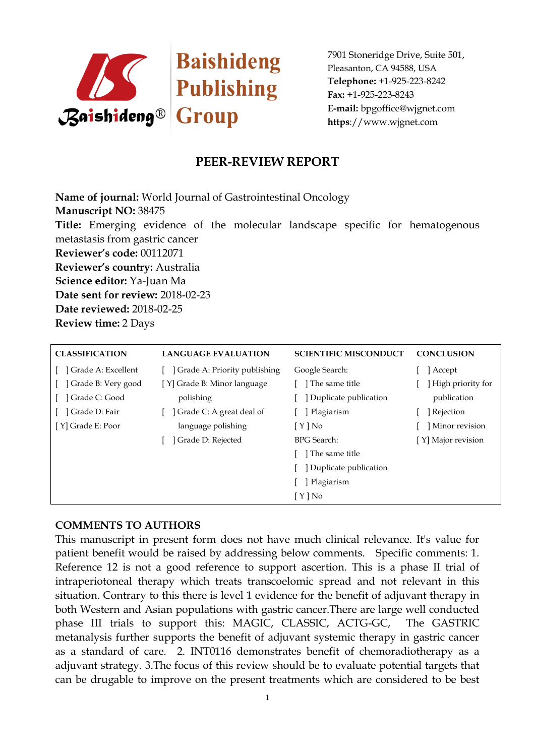Baishideng Publishing Group

7901 Stoneridge Drive, Suite 501,
Pleasanton, CA 94588, USA
**Telephone:** +1-925-223-8242
**Fax:** +1-925-223-8243
**E-mail:** bpgoffice@wjgnet.com
**https**://www.wjgnet.com

# PEER-REVIEW REPORT

**Name of journal:** World Journal of Gastrointestinal Oncology
**Manuscript NO:** 38475
**Title:** Emerging evidence of the molecular landscape specific for hematogenous metastasis from gastric cancer
**Reviewer's code:** 00112071
**Reviewer's country:** Australia
**Science editor:** Ya-Juan Ma
**Date sent for review:** 2018-02-23
**Date reviewed:** 2018-02-25
**Review time:** 2 Days

| CLASSIFICATION | LANGUAGE EVALUATION | SCIENTIFIC MISCONDUCT | CONCLUSION |
|---|---|---|---|
| [ ] Grade A: Excellent | [ ] Grade A: Priority publishing | Google Search: | [ ] Accept |
| [ ] Grade B: Very good | [ Y] Grade B: Minor language polishing | [ ] The same title | [ ] High priority for publication |
| [ ] Grade C: Good | [ ] Grade C: A great deal of language polishing | [ ] Duplicate publication | [ ] Rejection |
| [ ] Grade D: Fair | [ ] Grade D: Rejected | [ ] Plagiarism | [ ] Minor revision |
| [ Y] Grade E: Poor | | [ Y ] No | [ Y] Major revision |
| | | BPG Search: | |
| | | [ ] The same title | |
| | | [ ] Duplicate publication | |
| | | [ ] Plagiarism | |
| | | [ Y ] No | |

## COMMENTS TO AUTHORS

This manuscript in present form does not have much clinical relevance. It's value for patient benefit would be raised by addressing below comments. Specific comments: 1. Reference 12 is not a good reference to support ascertion. This is a phase II trial of intraperiotoneal therapy which treats transcoelomic spread and not relevant in this situation. Contrary to this there is level 1 evidence for the benefit of adjuvant therapy in both Western and Asian populations with gastric cancer.There are large well conducted phase III trials to support this: MAGIC, CLASSIC, ACTG-GC, The GASTRIC metanalysis further supports the benefit of adjuvant systemic therapy in gastric cancer as a standard of care. 2. INT0116 demonstrates benefit of chemoradiotherapy as a adjuvant strategy. 3.The focus of this review should be to evaluate potential targets that can be drugable to improve on the present treatments which are considered to be best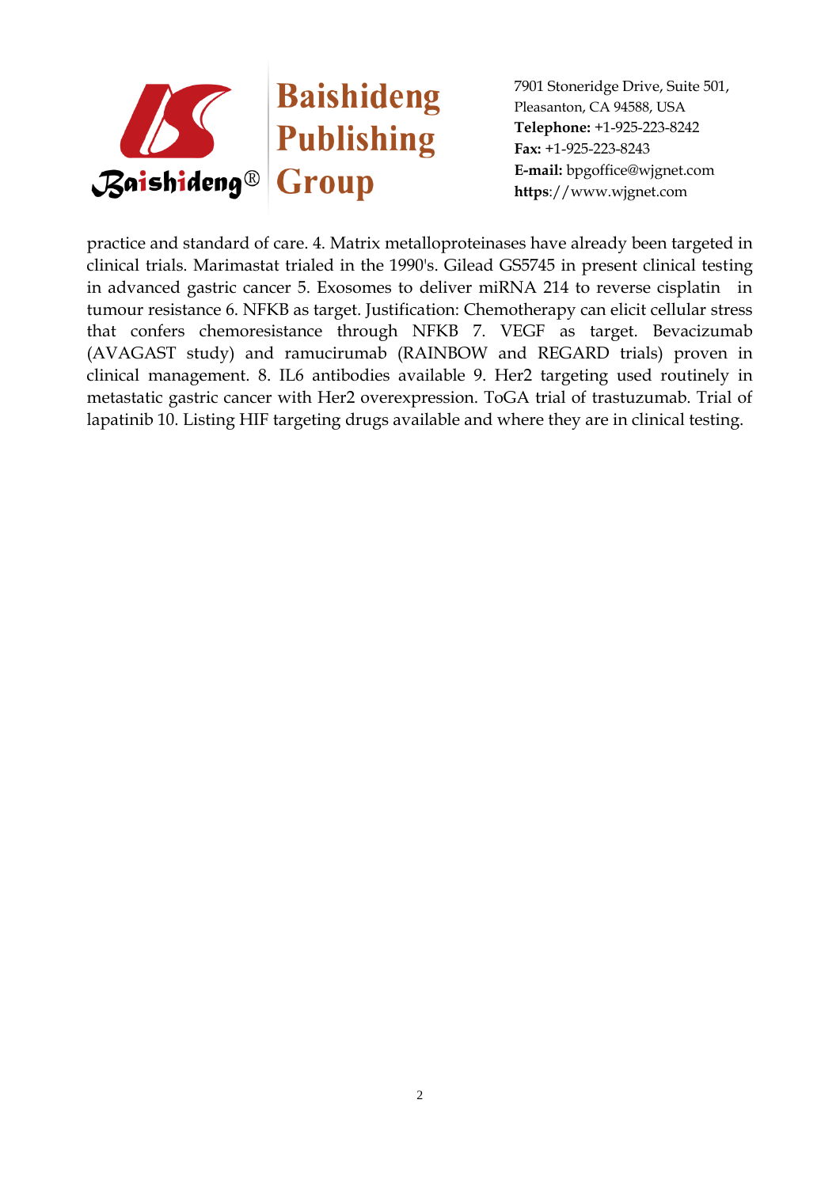practice and standard of care. 4. Matrix metalloproteinases have already been targeted in clinical trials. Marimastat trialed in the 1990's. Gilead GS5745 in present clinical testing in advanced gastric cancer 5. Exosomes to deliver miRNA 214 to reverse cisplatin in tumour resistance 6. NFKB as target. Justification: Chemotherapy can elicit cellular stress that confers chemoresistance through NFKB 7. VEGF as target. Bevacizumab (AVAGAST study) and ramucirumab (RAINBOW and REGARD trials) proven in clinical management. 8. IL6 antibodies available 9. Her2 targeting used routinely in metastatic gastric cancer with Her2 overexpression. ToGA trial of trastuzumab. Trial of lapatinib 10. Listing HIF targeting drugs available and where they are in clinical testing.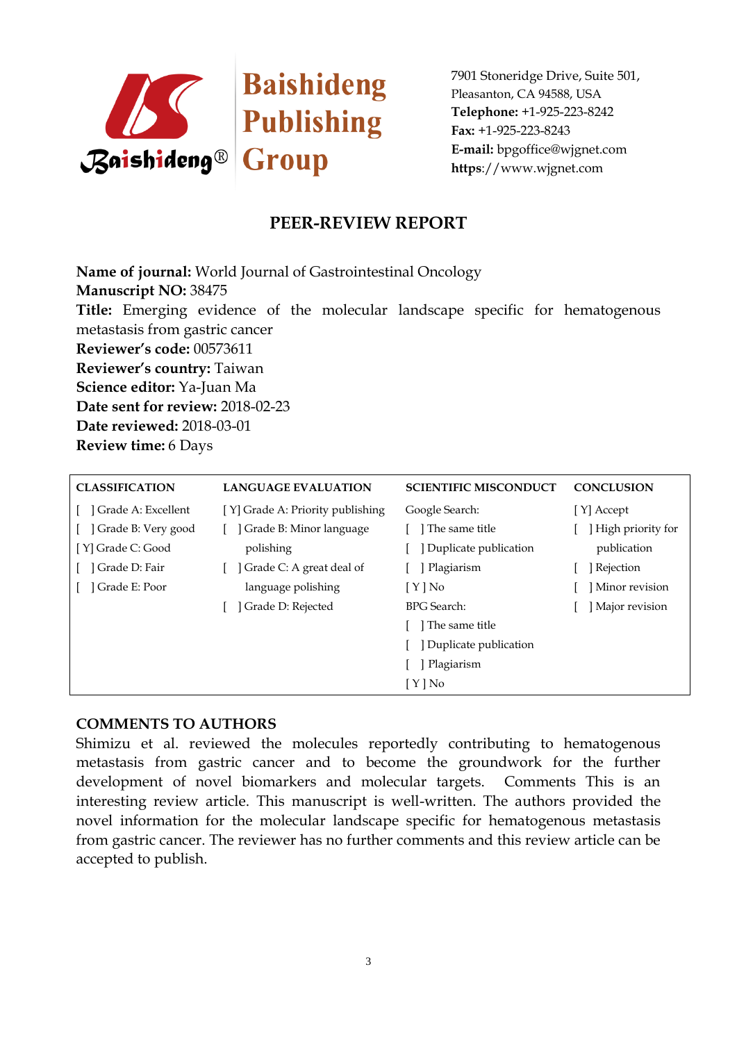Baishideng Publishing Group

7901 Stoneridge Drive, Suite 501,
Pleasanton, CA 94588, USA
**Telephone:** +1-925-223-8242
**Fax:** +1-925-223-8243
**E-mail:** bpgoffice@wjgnet.com
**https**://www.wjgnet.com

# PEER-REVIEW REPORT

**Name of journal:** World Journal of Gastrointestinal Oncology
**Manuscript NO:** 38475
**Title:** Emerging evidence of the molecular landscape specific for hematogenous metastasis from gastric cancer
**Reviewer's code:** 00573611
**Reviewer's country:** Taiwan
**Science editor:** Ya-Juan Ma
**Date sent for review:** 2018-02-23
**Date reviewed:** 2018-03-01
**Review time:** 6 Days

| CLASSIFICATION | LANGUAGE EVALUATION | SCIENTIFIC MISCONDUCT | CONCLUSION |
|---|---|---|---|
| [ ] Grade A: Excellent | [ Y] Grade A: Priority publishing | Google Search: | [ Y] Accept |
| [ ] Grade B: Very good | [ ] Grade B: Minor language polishing | [ ] The same title | [ ] High priority for publication |
| [ Y] Grade C: Good | [ ] Grade C: A great deal of language polishing | [ ] Duplicate publication | [ ] Rejection |
| [ ] Grade D: Fair | [ ] Grade D: Rejected | [ ] Plagiarism | [ ] Minor revision |
| [ ] Grade E: Poor | | [ Y ] No | [ ] Major revision |
| | | BPG Search: | |
| | | [ ] The same title | |
| | | [ ] Duplicate publication | |
| | | [ ] Plagiarism | |
| | | [ Y ] No | |

## COMMENTS TO AUTHORS

Shimizu et al. reviewed the molecules reportedly contributing to hematogenous metastasis from gastric cancer and to become the groundwork for the further development of novel biomarkers and molecular targets. Comments This is an interesting review article. This manuscript is well-written. The authors provided the novel information for the molecular landscape specific for hematogenous metastasis from gastric cancer. The reviewer has no further comments and this review article can be accepted to publish.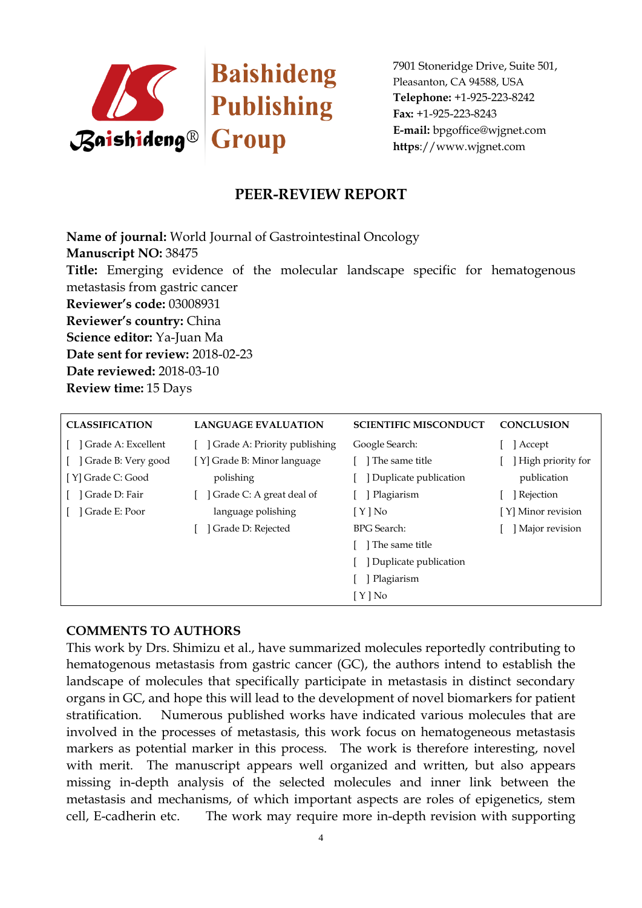Baishideng Publishing Group

7901 Stoneridge Drive, Suite 501,
Pleasanton, CA 94588, USA
**Telephone:** +1-925-223-8242
**Fax:** +1-925-223-8243
**E-mail:** bpgoffice@wjgnet.com
**https**://www.wjgnet.com

# PEER-REVIEW REPORT

**Name of journal:** World Journal of Gastrointestinal Oncology
**Manuscript NO:** 38475
**Title:** Emerging evidence of the molecular landscape specific for hematogenous metastasis from gastric cancer
**Reviewer's code:** 03008931
**Reviewer's country:** China
**Science editor:** Ya-Juan Ma
**Date sent for review:** 2018-02-23
**Date reviewed:** 2018-03-10
**Review time:** 15 Days

| CLASSIFICATION | LANGUAGE EVALUATION | SCIENTIFIC MISCONDUCT | CONCLUSION |
|---|---|---|---|
| [ ] Grade A: Excellent | [ ] Grade A: Priority publishing | Google Search: | [ ] Accept |
| [ ] Grade B: Very good | [ Y] Grade B: Minor language polishing | [ ] The same title | [ ] High priority for publication |
| [ Y] Grade C: Good | [ ] Grade C: A great deal of language polishing | [ ] Duplicate publication | [ ] Rejection |
| [ ] Grade D: Fair | [ ] Grade D: Rejected | [ ] Plagiarism | [ Y] Minor revision |
| [ ] Grade E: Poor | | [ Y ] No | [ ] Major revision |
| | | BPG Search: | |
| | | [ ] The same title | |
| | | [ ] Duplicate publication | |
| | | [ ] Plagiarism | |
| | | [ Y ] No | |

## COMMENTS TO AUTHORS

This work by Drs. Shimizu et al., have summarized molecules reportedly contributing to hematogenous metastasis from gastric cancer (GC), the authors intend to establish the landscape of molecules that specifically participate in metastasis in distinct secondary organs in GC, and hope this will lead to the development of novel biomarkers for patient stratification. Numerous published works have indicated various molecules that are involved in the processes of metastasis, this work focus on hematogeneous metastasis markers as potential marker in this process. The work is therefore interesting, novel with merit. The manuscript appears well organized and written, but also appears missing in-depth analysis of the selected molecules and inner link between the metastasis and mechanisms, of which important aspects are roles of epigenetics, stem cell, E-cadherin etc. The work may require more in-depth revision with supporting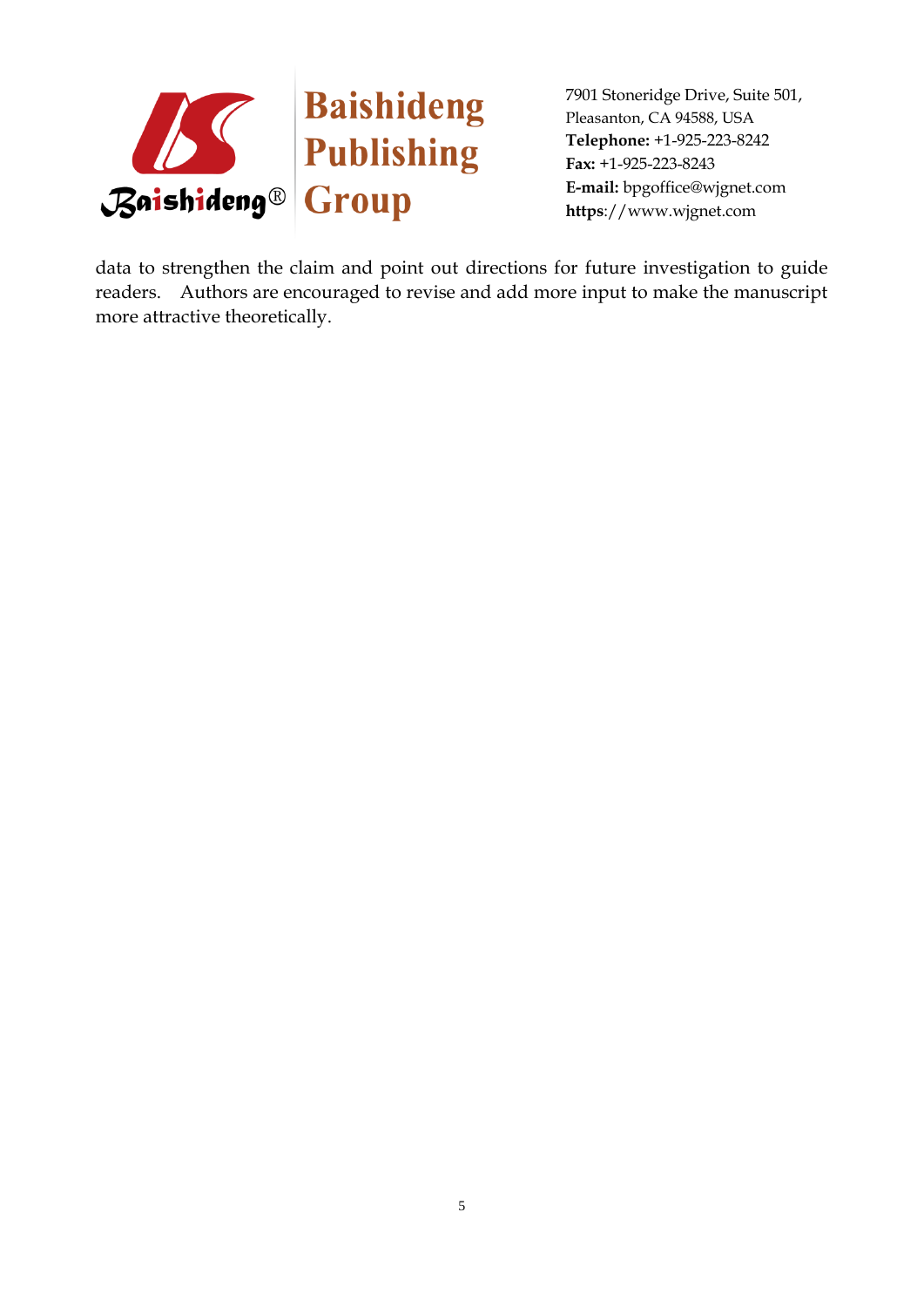data to strengthen the claim and point out directions for future investigation to guide readers. Authors are encouraged to revise and add more input to make the manuscript more attractive theoretically.